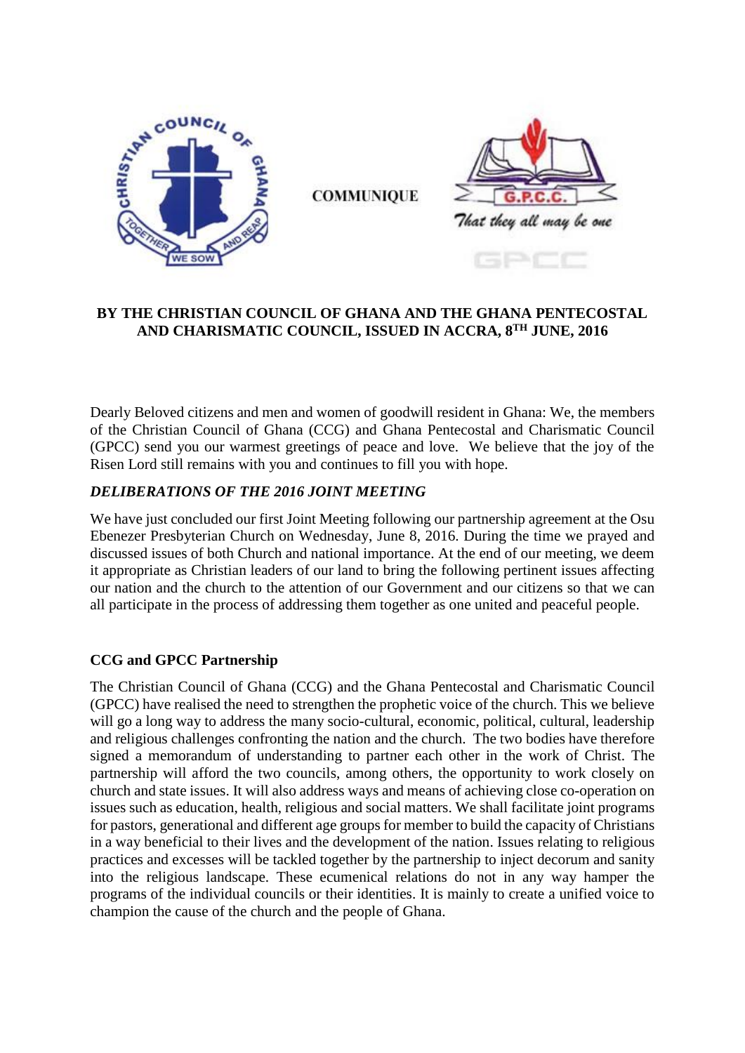**COMMUNIQUE**

**BY THE CHRISTIAN COUNCIL OF GHANA AND THE GHANA PENTECOSTAL AND CHARISMATIC COUNCIL, ISSUED IN ACCRA, 8TH JUNE, 2016**

Dearly Beloved citizens and men and women of goodwill resident in Ghana: We, the members of the Christian Council of Ghana (CCG) and Ghana Pentecostal and Charismatic Council (GPCC) send you our warmest greetings of peace and love. We believe that the joy of the Risen Lord still remains with you and continues to fill you with hope.

***DELIBERATIONS OF THE 2016 JOINT MEETING***

We have just concluded our first Joint Meeting following our partnership agreement at the Osu Ebenezer Presbyterian Church on Wednesday, June 8, 2016. During the time we prayed and discussed issues of both Church and national importance. At the end of our meeting, we deem it appropriate as Christian leaders of our land to bring the following pertinent issues affecting our nation and the church to the attention of our Government and our citizens so that we can all participate in the process of addressing them together as one united and peaceful people.

**CCG and GPCC Partnership**

The Christian Council of Ghana (CCG) and the Ghana Pentecostal and Charismatic Council (GPCC) have realised the need to strengthen the prophetic voice of the church. This we believe will go a long way to address the many socio-cultural, economic, political, cultural, leadership and religious challenges confronting the nation and the church. The two bodies have therefore signed a memorandum of understanding to partner each other in the work of Christ. The partnership will afford the two councils, among others, the opportunity to work closely on church and state issues. It will also address ways and means of achieving close co-operation on issues such as education, health, religious and social matters. We shall facilitate joint programs for pastors, generational and different age groups for member to build the capacity of Christians in a way beneficial to their lives and the development of the nation. Issues relating to religious practices and excesses will be tackled together by the partnership to inject decorum and sanity into the religious landscape. These ecumenical relations do not in any way hamper the programs of the individual councils or their identities. It is mainly to create a unified voice to champion the cause of the church and the people of Ghana.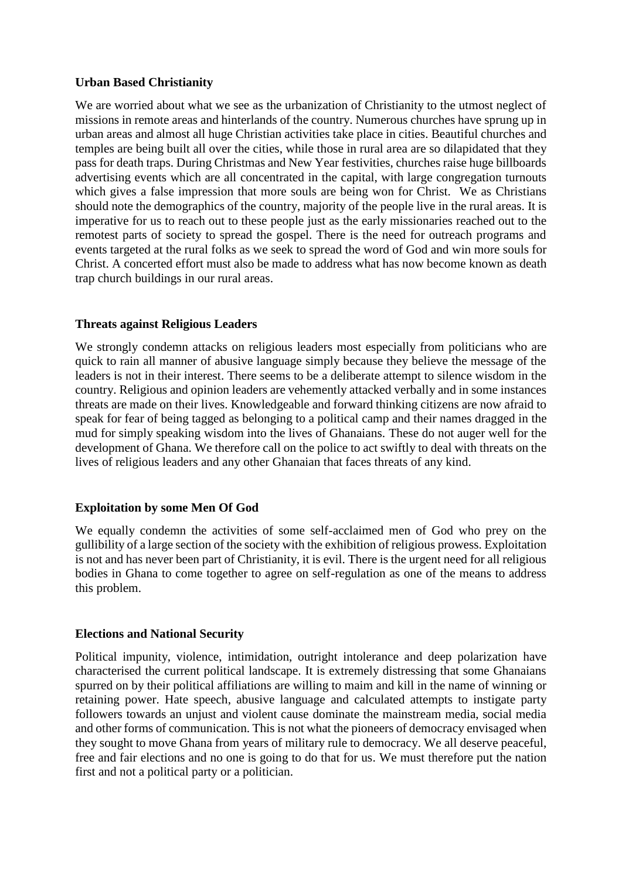**Urban Based Christianity**

We are worried about what we see as the urbanization of Christianity to the utmost neglect of missions in remote areas and hinterlands of the country. Numerous churches have sprung up in urban areas and almost all huge Christian activities take place in cities. Beautiful churches and temples are being built all over the cities, while those in rural area are so dilapidated that they pass for death traps. During Christmas and New Year festivities, churches raise huge billboards advertising events which are all concentrated in the capital, with large congregation turnouts which gives a false impression that more souls are being won for Christ. We as Christians should note the demographics of the country, majority of the people live in the rural areas. It is imperative for us to reach out to these people just as the early missionaries reached out to the remotest parts of society to spread the gospel. There is the need for outreach programs and events targeted at the rural folks as we seek to spread the word of God and win more souls for Christ. A concerted effort must also be made to address what has now become known as death trap church buildings in our rural areas.

**Threats against Religious Leaders**

We strongly condemn attacks on religious leaders most especially from politicians who are quick to rain all manner of abusive language simply because they believe the message of the leaders is not in their interest. There seems to be a deliberate attempt to silence wisdom in the country. Religious and opinion leaders are vehemently attacked verbally and in some instances threats are made on their lives. Knowledgeable and forward thinking citizens are now afraid to speak for fear of being tagged as belonging to a political camp and their names dragged in the mud for simply speaking wisdom into the lives of Ghanaians. These do not auger well for the development of Ghana. We therefore call on the police to act swiftly to deal with threats on the lives of religious leaders and any other Ghanaian that faces threats of any kind.

**Exploitation by some Men Of God**

We equally condemn the activities of some self-acclaimed men of God who prey on the gullibility of a large section of the society with the exhibition of religious prowess. Exploitation is not and has never been part of Christianity, it is evil. There is the urgent need for all religious bodies in Ghana to come together to agree on self-regulation as one of the means to address this problem.

**Elections and National Security**

Political impunity, violence, intimidation, outright intolerance and deep polarization have characterised the current political landscape. It is extremely distressing that some Ghanaians spurred on by their political affiliations are willing to maim and kill in the name of winning or retaining power. Hate speech, abusive language and calculated attempts to instigate party followers towards an unjust and violent cause dominate the mainstream media, social media and other forms of communication. This is not what the pioneers of democracy envisaged when they sought to move Ghana from years of military rule to democracy. We all deserve peaceful, free and fair elections and no one is going to do that for us. We must therefore put the nation first and not a political party or a politician.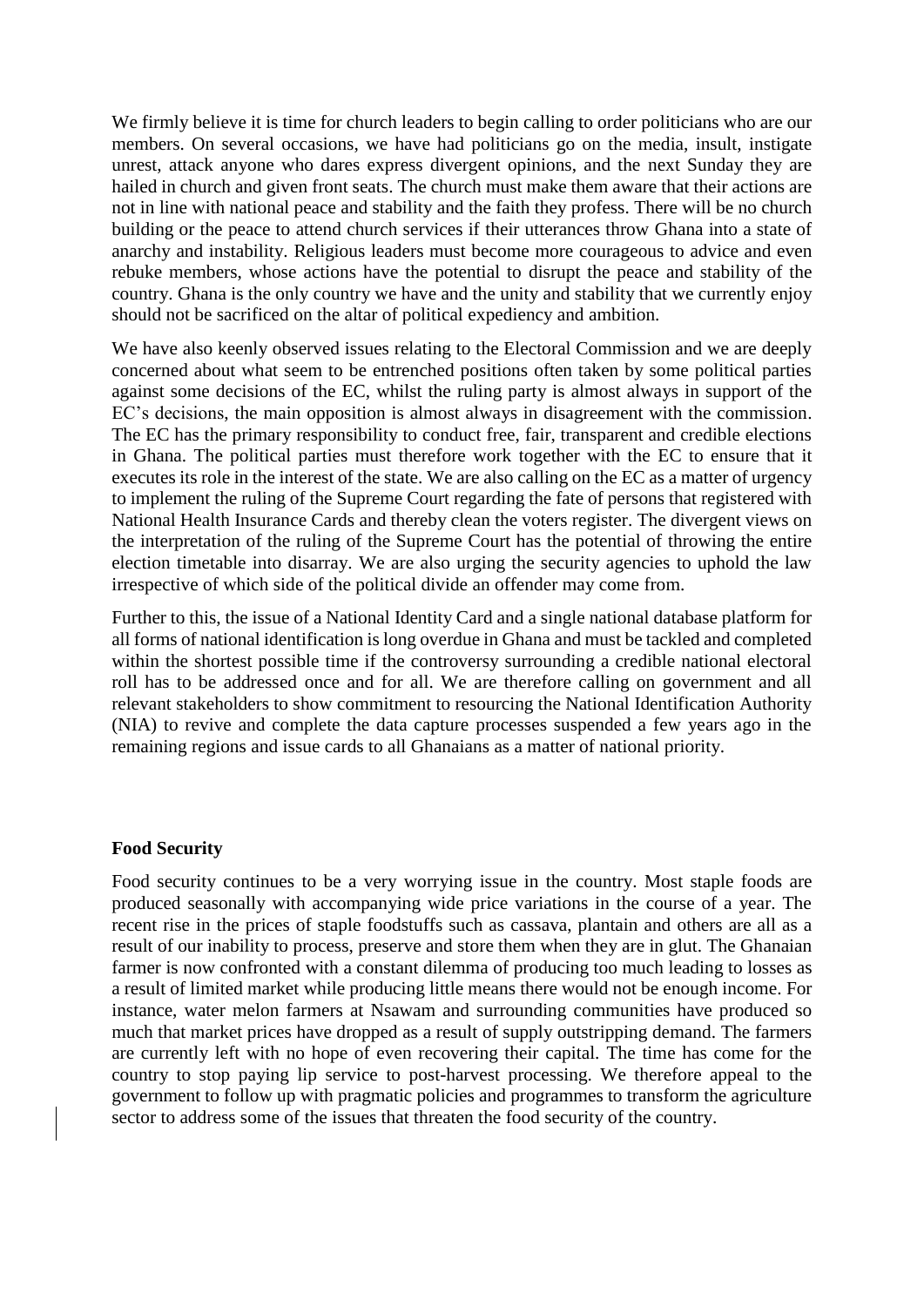We firmly believe it is time for church leaders to begin calling to order politicians who are our members. On several occasions, we have had politicians go on the media, insult, instigate unrest, attack anyone who dares express divergent opinions, and the next Sunday they are hailed in church and given front seats. The church must make them aware that their actions are not in line with national peace and stability and the faith they profess. There will be no church building or the peace to attend church services if their utterances throw Ghana into a state of anarchy and instability. Religious leaders must become more courageous to advice and even rebuke members, whose actions have the potential to disrupt the peace and stability of the country. Ghana is the only country we have and the unity and stability that we currently enjoy should not be sacrificed on the altar of political expediency and ambition.

We have also keenly observed issues relating to the Electoral Commission and we are deeply concerned about what seem to be entrenched positions often taken by some political parties against some decisions of the EC, whilst the ruling party is almost always in support of the EC's decisions, the main opposition is almost always in disagreement with the commission. The EC has the primary responsibility to conduct free, fair, transparent and credible elections in Ghana. The political parties must therefore work together with the EC to ensure that it executes its role in the interest of the state. We are also calling on the EC as a matter of urgency to implement the ruling of the Supreme Court regarding the fate of persons that registered with National Health Insurance Cards and thereby clean the voters register. The divergent views on the interpretation of the ruling of the Supreme Court has the potential of throwing the entire election timetable into disarray. We are also urging the security agencies to uphold the law irrespective of which side of the political divide an offender may come from.

Further to this, the issue of a National Identity Card and a single national database platform for all forms of national identification is long overdue in Ghana and must be tackled and completed within the shortest possible time if the controversy surrounding a credible national electoral roll has to be addressed once and for all. We are therefore calling on government and all relevant stakeholders to show commitment to resourcing the National Identification Authority (NIA) to revive and complete the data capture processes suspended a few years ago in the remaining regions and issue cards to all Ghanaians as a matter of national priority.

**Food Security**

Food security continues to be a very worrying issue in the country. Most staple foods are produced seasonally with accompanying wide price variations in the course of a year. The recent rise in the prices of staple foodstuffs such as cassava, plantain and others are all as a result of our inability to process, preserve and store them when they are in glut. The Ghanaian farmer is now confronted with a constant dilemma of producing too much leading to losses as a result of limited market while producing little means there would not be enough income. For instance, water melon farmers at Nsawam and surrounding communities have produced so much that market prices have dropped as a result of supply outstripping demand. The farmers are currently left with no hope of even recovering their capital. The time has come for the country to stop paying lip service to post-harvest processing. We therefore appeal to the government to follow up with pragmatic policies and programmes to transform the agriculture sector to address some of the issues that threaten the food security of the country.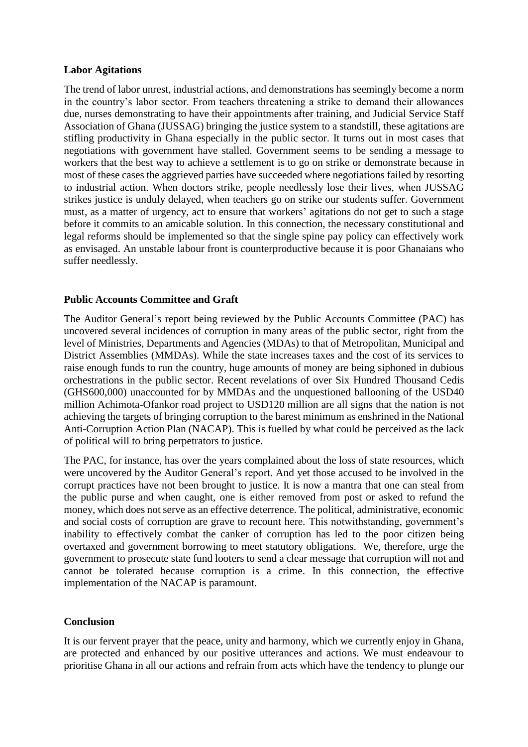## Labor Agitations

The trend of labor unrest, industrial actions, and demonstrations has seemingly become a norm in the country's labor sector. From teachers threatening a strike to demand their allowances due, nurses demonstrating to have their appointments after training, and Judicial Service Staff Association of Ghana (JUSSAG) bringing the justice system to a standstill, these agitations are stifling productivity in Ghana especially in the public sector. It turns out in most cases that negotiations with government have stalled. Government seems to be sending a message to workers that the best way to achieve a settlement is to go on strike or demonstrate because in most of these cases the aggrieved parties have succeeded where negotiations failed by resorting to industrial action. When doctors strike, people needlessly lose their lives, when JUSSAG strikes justice is unduly delayed, when teachers go on strike our students suffer. Government must, as a matter of urgency, act to ensure that workers' agitations do not get to such a stage before it commits to an amicable solution. In this connection, the necessary constitutional and legal reforms should be implemented so that the single spine pay policy can effectively work as envisaged. An unstable labour front is counterproductive because it is poor Ghanaians who suffer needlessly.

## Public Accounts Committee and Graft

The Auditor General's report being reviewed by the Public Accounts Committee (PAC) has uncovered several incidences of corruption in many areas of the public sector, right from the level of Ministries, Departments and Agencies (MDAs) to that of Metropolitan, Municipal and District Assemblies (MMDAs). While the state increases taxes and the cost of its services to raise enough funds to run the country, huge amounts of money are being siphoned in dubious orchestrations in the public sector. Recent revelations of over Six Hundred Thousand Cedis (GHS600,000) unaccounted for by MMDAs and the unquestioned ballooning of the USD40 million Achimota-Ofankor road project to USD120 million are all signs that the nation is not achieving the targets of bringing corruption to the barest minimum as enshrined in the National Anti-Corruption Action Plan (NACAP). This is fuelled by what could be perceived as the lack of political will to bring perpetrators to justice.

The PAC, for instance, has over the years complained about the loss of state resources, which were uncovered by the Auditor General's report. And yet those accused to be involved in the corrupt practices have not been brought to justice. It is now a mantra that one can steal from the public purse and when caught, one is either removed from post or asked to refund the money, which does not serve as an effective deterrence. The political, administrative, economic and social costs of corruption are grave to recount here. This notwithstanding, government's inability to effectively combat the canker of corruption has led to the poor citizen being overtaxed and government borrowing to meet statutory obligations. We, therefore, urge the government to prosecute state fund looters to send a clear message that corruption will not and cannot be tolerated because corruption is a crime. In this connection, the effective implementation of the NACAP is paramount.

## Conclusion

It is our fervent prayer that the peace, unity and harmony, which we currently enjoy in Ghana, are protected and enhanced by our positive utterances and actions. We must endeavour to prioritise Ghana in all our actions and refrain from acts which have the tendency to plunge our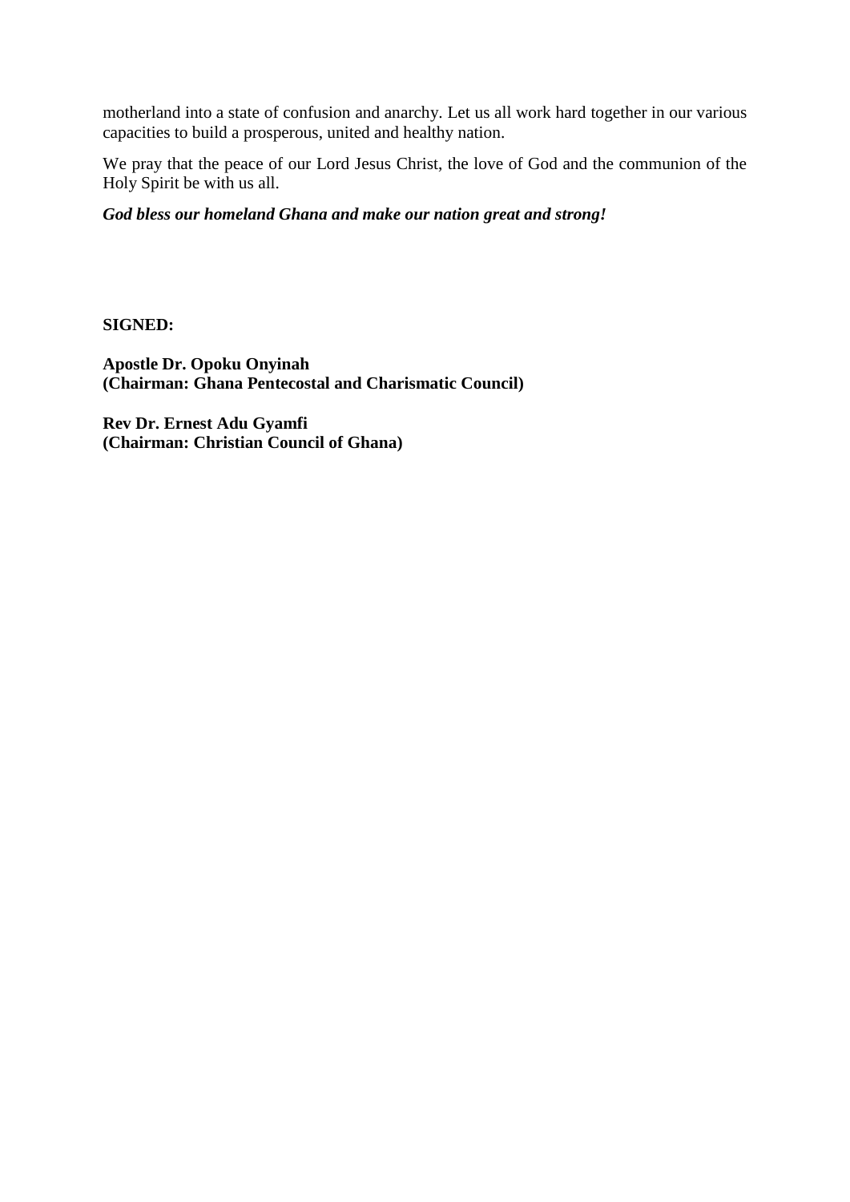motherland into a state of confusion and anarchy. Let us all work hard together in our various capacities to build a prosperous, united and healthy nation.

We pray that the peace of our Lord Jesus Christ, the love of God and the communion of the Holy Spirit be with us all.

***God bless our homeland Ghana and make our nation great and strong!***

**SIGNED:**

**Apostle Dr. Opoku Onyinah**
**(Chairman: Ghana Pentecostal and Charismatic Council)**

**Rev Dr. Ernest Adu Gyamfi**
**(Chairman: Christian Council of Ghana)**